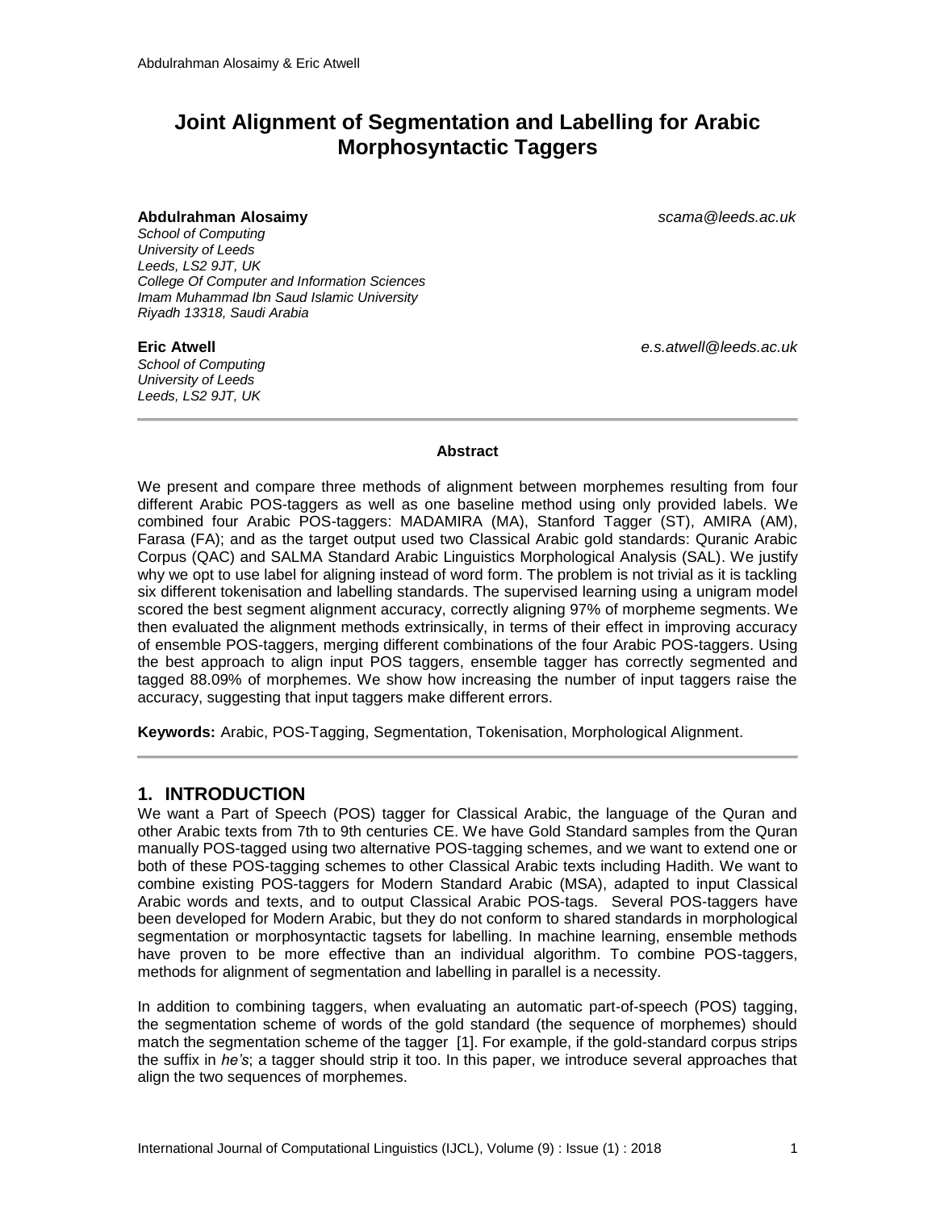# Joint Alignment of Segmentation and Labelling for Arabic Morphosyntactic Taggers

**Abdulrahman Alosaimy** *scama@leeds.ac.uk*
*School of Computing*
*University of Leeds*
*Leeds, LS2 9JT, UK*
*College Of Computer and Information Sciences*
*Imam Muhammad Ibn Saud Islamic University*
*Riyadh 13318, Saudi Arabia*

**Eric Atwell** *e.s.atwell@leeds.ac.uk*
*School of Computing*
*University of Leeds*
*Leeds, LS2 9JT, UK*

---

**Abstract**

We present and compare three methods of alignment between morphemes resulting from four different Arabic POS-taggers as well as one baseline method using only provided labels. We combined four Arabic POS-taggers: MADAMIRA (MA), Stanford Tagger (ST), AMIRA (AM), Farasa (FA); and as the target output used two Classical Arabic gold standards: Quranic Arabic Corpus (QAC) and SALMA Standard Arabic Linguistics Morphological Analysis (SAL). We justify why we opt to use label for aligning instead of word form. The problem is not trivial as it is tackling six different tokenisation and labelling standards. The supervised learning using a unigram model scored the best segment alignment accuracy, correctly aligning 97% of morpheme segments. We then evaluated the alignment methods extrinsically, in terms of their effect in improving accuracy of ensemble POS-taggers, merging different combinations of the four Arabic POS-taggers. Using the best approach to align input POS taggers, ensemble tagger has correctly segmented and tagged 88.09% of morphemes. We show how increasing the number of input taggers raise the accuracy, suggesting that input taggers make different errors.

**Keywords:** Arabic, POS-Tagging, Segmentation, Tokenisation, Morphological Alignment.

---

## 1. INTRODUCTION

We want a Part of Speech (POS) tagger for Classical Arabic, the language of the Quran and other Arabic texts from 7th to 9th centuries CE. We have Gold Standard samples from the Quran manually POS-tagged using two alternative POS-tagging schemes, and we want to extend one or both of these POS-tagging schemes to other Classical Arabic texts including Hadith. We want to combine existing POS-taggers for Modern Standard Arabic (MSA), adapted to input Classical Arabic words and texts, and to output Classical Arabic POS-tags. Several POS-taggers have been developed for Modern Arabic, but they do not conform to shared standards in morphological segmentation or morphosyntactic tagsets for labelling. In machine learning, ensemble methods have proven to be more effective than an individual algorithm. To combine POS-taggers, methods for alignment of segmentation and labelling in parallel is a necessity.

In addition to combining taggers, when evaluating an automatic part-of-speech (POS) tagging, the segmentation scheme of words of the gold standard (the sequence of morphemes) should match the segmentation scheme of the tagger [1]. For example, if the gold-standard corpus strips the suffix in *he's*; a tagger should strip it too. In this paper, we introduce several approaches that align the two sequences of morphemes.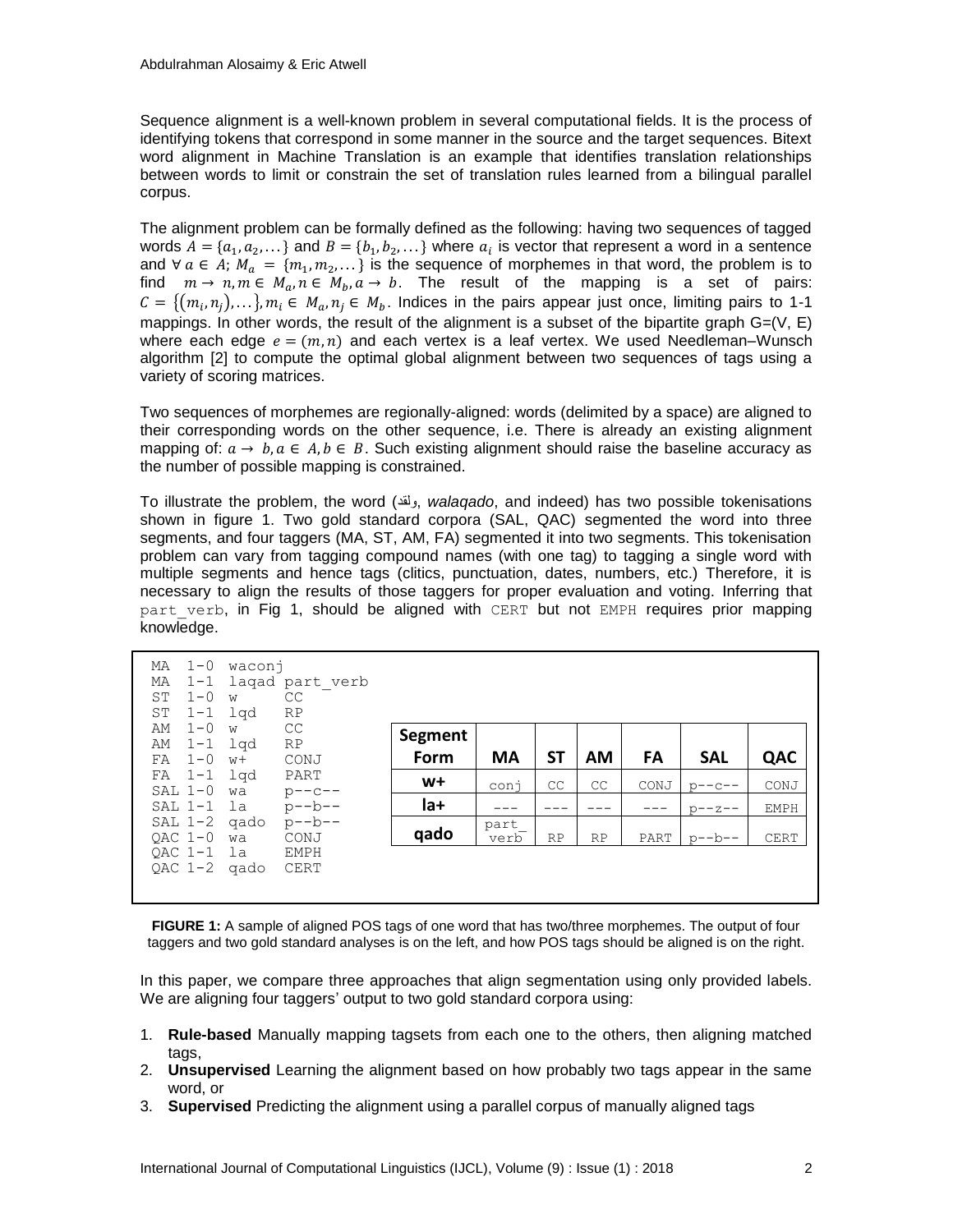Sequence alignment is a well-known problem in several computational fields. It is the process of identifying tokens that correspond in some manner in the source and the target sequences. Bitext word alignment in Machine Translation is an example that identifies translation relationships between words to limit or constrain the set of translation rules learned from a bilingual parallel corpus.

The alignment problem can be formally defined as the following: having two sequences of tagged words $A = \{a_1, a_2, \dots\}$ and $B = \{b_1, b_2, \dots\}$ where $a_i$ is vector that represent a word in a sentence and $\forall\, a \in A;\ M_a = \{m_1, m_2, \dots\}$ is the sequence of morphemes in that word, the problem is to find $m \rightarrow n, m \in M_a, n \in M_b, a \rightarrow b$. The result of the mapping is a set of pairs: $C = \{(m_i, n_j), \dots\}, m_i \in M_a, n_j \in M_b$. Indices in the pairs appear just once, limiting pairs to 1-1 mappings. In other words, the result of the alignment is a subset of the bipartite graph G=(V, E) where each edge $e = (m, n)$ and each vertex is a leaf vertex. We used Needleman–Wunsch algorithm [2] to compute the optimal global alignment between two sequences of tags using a variety of scoring matrices.

Two sequences of morphemes are regionally-aligned: words (delimited by a space) are aligned to their corresponding words on the other sequence, i.e. There is already an existing alignment mapping of: $a \rightarrow b, a \in A, b \in B$. Such existing alignment should raise the baseline accuracy as the number of possible mapping is constrained.

To illustrate the problem, the word (ولقد, *walaqado*, and indeed) has two possible tokenisations shown in figure 1. Two gold standard corpora (SAL, QAC) segmented the word into three segments, and four taggers (MA, ST, AM, FA) segmented it into two segments. This tokenisation problem can vary from tagging compound names (with one tag) to tagging a single word with multiple segments and hence tags (clitics, punctuation, dates, numbers, etc.) Therefore, it is necessary to align the results of those taggers for proper evaluation and voting. Inferring that `part_verb`, in Fig 1, should be aligned with `CERT` but not `EMPH` requires prior mapping knowledge.

```
MA  1-0  waconj
MA  1-1  laqad part_verb
ST  1-0  w      CC
ST  1-1  lqd    RP
AM  1-0  w      CC
AM  1-1  lqd    RP
FA  1-0  w+     CONJ
FA  1-1  lqd    PART
SAL 1-0  wa     p--c--
SAL 1-1  la     p--b--
SAL 1-2  qado   p--b--
QAC 1-0  wa     CONJ
QAC 1-1  la     EMPH
QAC 1-2  qado   CERT
```

| Segment Form | MA | ST | AM | FA | SAL | QAC |
|---|---|---|---|---|---|---|
| w+ | conj | CC | CC | CONJ | p--c-- | CONJ |
| la+ | --- | --- | --- | --- | p--z-- | EMPH |
| qado | part_verb | RP | RP | PART | p--b-- | CERT |

**FIGURE 1:** A sample of aligned POS tags of one word that has two/three morphemes. The output of four taggers and two gold standard analyses is on the left, and how POS tags should be aligned is on the right.

In this paper, we compare three approaches that align segmentation using only provided labels. We are aligning four taggers' output to two gold standard corpora using:

1. **Rule-based** Manually mapping tagsets from each one to the others, then aligning matched tags,
2. **Unsupervised** Learning the alignment based on how probably two tags appear in the same word, or
3. **Supervised** Predicting the alignment using a parallel corpus of manually aligned tags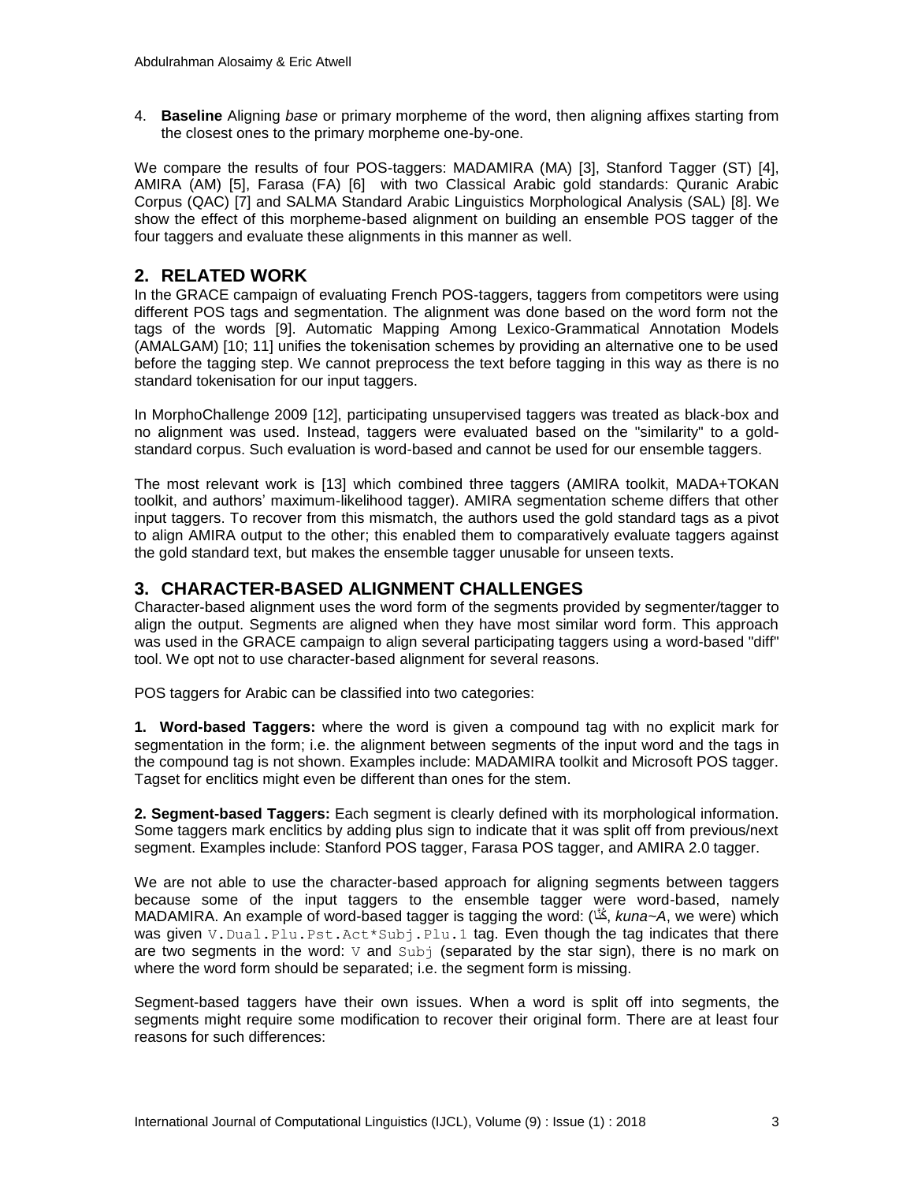4. **Baseline** Aligning *base* or primary morpheme of the word, then aligning affixes starting from the closest ones to the primary morpheme one-by-one.

We compare the results of four POS-taggers: MADAMIRA (MA) [3], Stanford Tagger (ST) [4], AMIRA (AM) [5], Farasa (FA) [6] with two Classical Arabic gold standards: Quranic Arabic Corpus (QAC) [7] and SALMA Standard Arabic Linguistics Morphological Analysis (SAL) [8]. We show the effect of this morpheme-based alignment on building an ensemble POS tagger of the four taggers and evaluate these alignments in this manner as well.

## 2. RELATED WORK

In the GRACE campaign of evaluating French POS-taggers, taggers from competitors were using different POS tags and segmentation. The alignment was done based on the word form not the tags of the words [9]. Automatic Mapping Among Lexico-Grammatical Annotation Models (AMALGAM) [10; 11] unifies the tokenisation schemes by providing an alternative one to be used before the tagging step. We cannot preprocess the text before tagging in this way as there is no standard tokenisation for our input taggers.

In MorphoChallenge 2009 [12], participating unsupervised taggers was treated as black-box and no alignment was used. Instead, taggers were evaluated based on the "similarity" to a gold-standard corpus. Such evaluation is word-based and cannot be used for our ensemble taggers.

The most relevant work is [13] which combined three taggers (AMIRA toolkit, MADA+TOKAN toolkit, and authors' maximum-likelihood tagger). AMIRA segmentation scheme differs that other input taggers. To recover from this mismatch, the authors used the gold standard tags as a pivot to align AMIRA output to the other; this enabled them to comparatively evaluate taggers against the gold standard text, but makes the ensemble tagger unusable for unseen texts.

## 3. CHARACTER-BASED ALIGNMENT CHALLENGES

Character-based alignment uses the word form of the segments provided by segmenter/tagger to align the output. Segments are aligned when they have most similar word form. This approach was used in the GRACE campaign to align several participating taggers using a word-based "diff" tool. We opt not to use character-based alignment for several reasons.

POS taggers for Arabic can be classified into two categories:

**1. Word-based Taggers:** where the word is given a compound tag with no explicit mark for segmentation in the form; i.e. the alignment between segments of the input word and the tags in the compound tag is not shown. Examples include: MADAMIRA toolkit and Microsoft POS tagger. Tagset for enclitics might even be different than ones for the stem.

**2. Segment-based Taggers:** Each segment is clearly defined with its morphological information. Some taggers mark enclitics by adding plus sign to indicate that it was split off from previous/next segment. Examples include: Stanford POS tagger, Farasa POS tagger, and AMIRA 2.0 tagger.

We are not able to use the character-based approach for aligning segments between taggers because some of the input taggers to the ensemble tagger were word-based, namely MADAMIRA. An example of word-based tagger is tagging the word: (كُنَّا, *kuna~A*, we were) which was given `V.Dual.Plu.Pst.Act*Subj.Plu.1` tag. Even though the tag indicates that there are two segments in the word: `V` and `Subj` (separated by the star sign), there is no mark on where the word form should be separated; i.e. the segment form is missing.

Segment-based taggers have their own issues. When a word is split off into segments, the segments might require some modification to recover their original form. There are at least four reasons for such differences: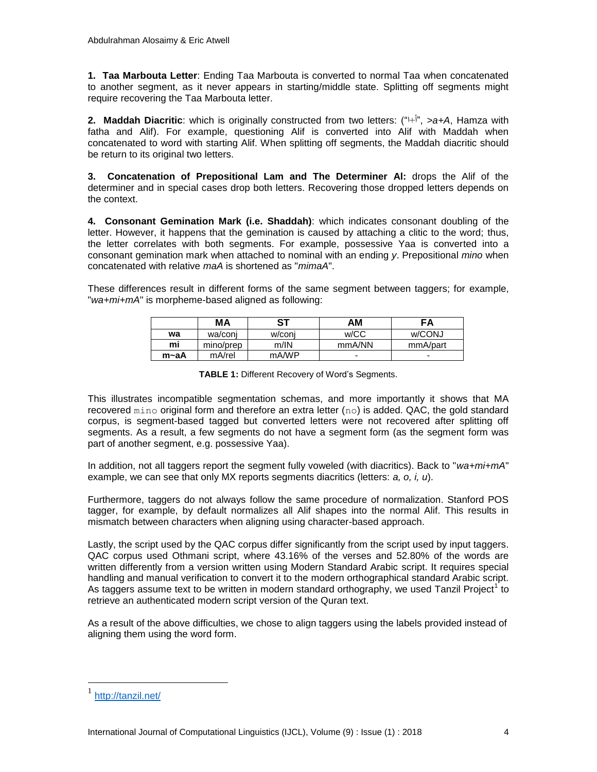**1. Taa Marbouta Letter**: Ending Taa Marbouta is converted to normal Taa when concatenated to another segment, as it never appears in starting/middle state. Splitting off segments might require recovering the Taa Marbouta letter.

**2. Maddah Diacritic**: which is originally constructed from two letters: ("ا+أ", *>a+A*, Hamza with fatha and Alif). For example, questioning Alif is converted into Alif with Maddah when concatenated to word with starting Alif. When splitting off segments, the Maddah diacritic should be return to its original two letters.

**3. Concatenation of Prepositional Lam and The Determiner Al:** drops the Alif of the determiner and in special cases drop both letters. Recovering those dropped letters depends on the context.

**4. Consonant Gemination Mark (i.e. Shaddah)**: which indicates consonant doubling of the letter. However, it happens that the gemination is caused by attaching a clitic to the word; thus, the letter correlates with both segments. For example, possessive Yaa is converted into a consonant gemination mark when attached to nominal with an ending *y*. Prepositional *mino* when concatenated with relative *maA* is shortened as "*mimaA*".

These differences result in different forms of the same segment between taggers; for example, "*wa+mi+mA*" is morpheme-based aligned as following:

| | MA | ST | AM | FA |
|---|---|---|---|---|
| **wa** | wa/conj | w/conj | w/CC | w/CONJ |
| **mi** | mino/prep | m/IN | mmA/NN | mmA/part |
| **m~aA** | mA/rel | mA/WP | - | - |

**TABLE 1:** Different Recovery of Word's Segments.

This illustrates incompatible segmentation schemas, and more importantly it shows that MA recovered `mino` original form and therefore an extra letter (`no`) is added. QAC, the gold standard corpus, is segment-based tagged but converted letters were not recovered after splitting off segments. As a result, a few segments do not have a segment form (as the segment form was part of another segment, e.g. possessive Yaa).

In addition, not all taggers report the segment fully voweled (with diacritics). Back to "*wa+mi+mA*" example, we can see that only MX reports segments diacritics (letters: *a, o, i, u*).

Furthermore, taggers do not always follow the same procedure of normalization. Stanford POS tagger, for example, by default normalizes all Alif shapes into the normal Alif. This results in mismatch between characters when aligning using character-based approach.

Lastly, the script used by the QAC corpus differ significantly from the script used by input taggers. QAC corpus used Othmani script, where 43.16% of the verses and 52.80% of the words are written differently from a version written using Modern Standard Arabic script. It requires special handling and manual verification to convert it to the modern orthographical standard Arabic script. As taggers assume text to be written in modern standard orthography, we used Tanzil Project[1] to retrieve an authenticated modern script version of the Quran text.

As a result of the above difficulties, we chose to align taggers using the labels provided instead of aligning them using the word form.

[1] http://tanzil.net/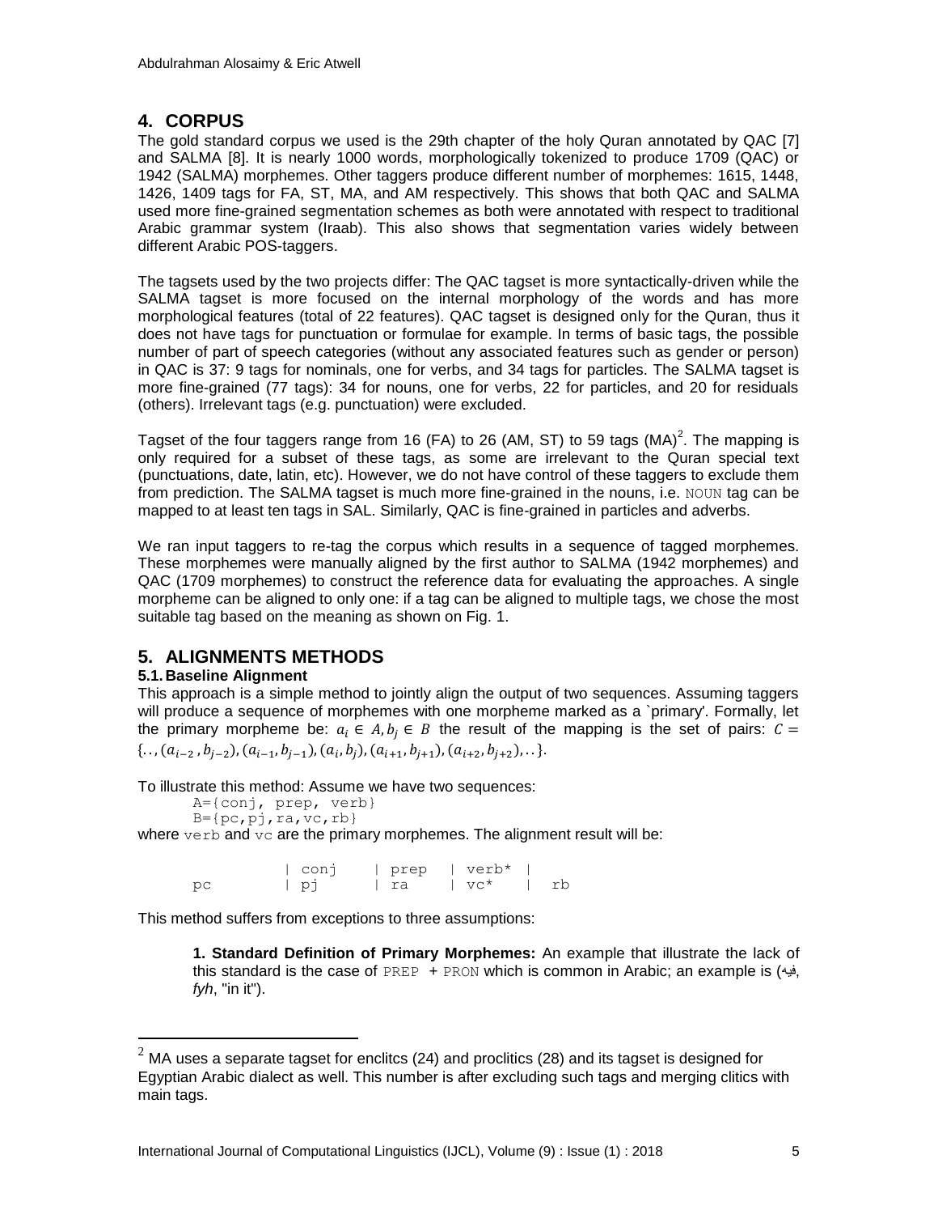## 4. CORPUS

The gold standard corpus we used is the 29th chapter of the holy Quran annotated by QAC [7] and SALMA [8]. It is nearly 1000 words, morphologically tokenized to produce 1709 (QAC) or 1942 (SALMA) morphemes. Other taggers produce different number of morphemes: 1615, 1448, 1426, 1409 tags for FA, ST, MA, and AM respectively. This shows that both QAC and SALMA used more fine-grained segmentation schemes as both were annotated with respect to traditional Arabic grammar system (Iraab). This also shows that segmentation varies widely between different Arabic POS-taggers.

The tagsets used by the two projects differ: The QAC tagset is more syntactically-driven while the SALMA tagset is more focused on the internal morphology of the words and has more morphological features (total of 22 features). QAC tagset is designed only for the Quran, thus it does not have tags for punctuation or formulae for example. In terms of basic tags, the possible number of part of speech categories (without any associated features such as gender or person) in QAC is 37: 9 tags for nominals, one for verbs, and 34 tags for particles. The SALMA tagset is more fine-grained (77 tags): 34 for nouns, one for verbs, 22 for particles, and 20 for residuals (others). Irrelevant tags (e.g. punctuation) were excluded.

Tagset of the four taggers range from 16 (FA) to 26 (AM, ST) to 59 tags (MA)[2]. The mapping is only required for a subset of these tags, as some are irrelevant to the Quran special text (punctuations, date, latin, etc). However, we do not have control of these taggers to exclude them from prediction. The SALMA tagset is much more fine-grained in the nouns, i.e. `NOUN` tag can be mapped to at least ten tags in SAL. Similarly, QAC is fine-grained in particles and adverbs.

We ran input taggers to re-tag the corpus which results in a sequence of tagged morphemes. These morphemes were manually aligned by the first author to SALMA (1942 morphemes) and QAC (1709 morphemes) to construct the reference data for evaluating the approaches. A single morpheme can be aligned to only one: if a tag can be aligned to multiple tags, we chose the most suitable tag based on the meaning as shown on Fig. 1.

## 5. ALIGNMENTS METHODS

### 5.1. Baseline Alignment

This approach is a simple method to jointly align the output of two sequences. Assuming taggers will produce a sequence of morphemes with one morpheme marked as a `primary'. Formally, let the primary morpheme be: $a_i \in A, b_j \in B$ the result of the mapping is the set of pairs: $C = \{.., (a_{i-2}, b_{j-2}), (a_{i-1}, b_{j-1}), (a_i, b_j), (a_{i+1}, b_{j+1}), (a_{i+2}, b_{j+2}), ..\}$.

To illustrate this method: Assume we have two sequences:

```
A={conj, prep, verb}
B={pc,pj,ra,vc,rb}
```

where `verb` and `vc` are the primary morphemes. The alignment result will be:

```
        | conj   | prep  | verb* |
pc      | pj     | ra    | vc*   |  rb
```

This method suffers from exceptions to three assumptions:

> **1. Standard Definition of Primary Morphemes:** An example that illustrate the lack of this standard is the case of `PREP + PRON` which is common in Arabic; an example is (فيه, *fyh*, "in it").

[2] MA uses a separate tagset for enclitcs (24) and proclitics (28) and its tagset is designed for Egyptian Arabic dialect as well. This number is after excluding such tags and merging clitics with main tags.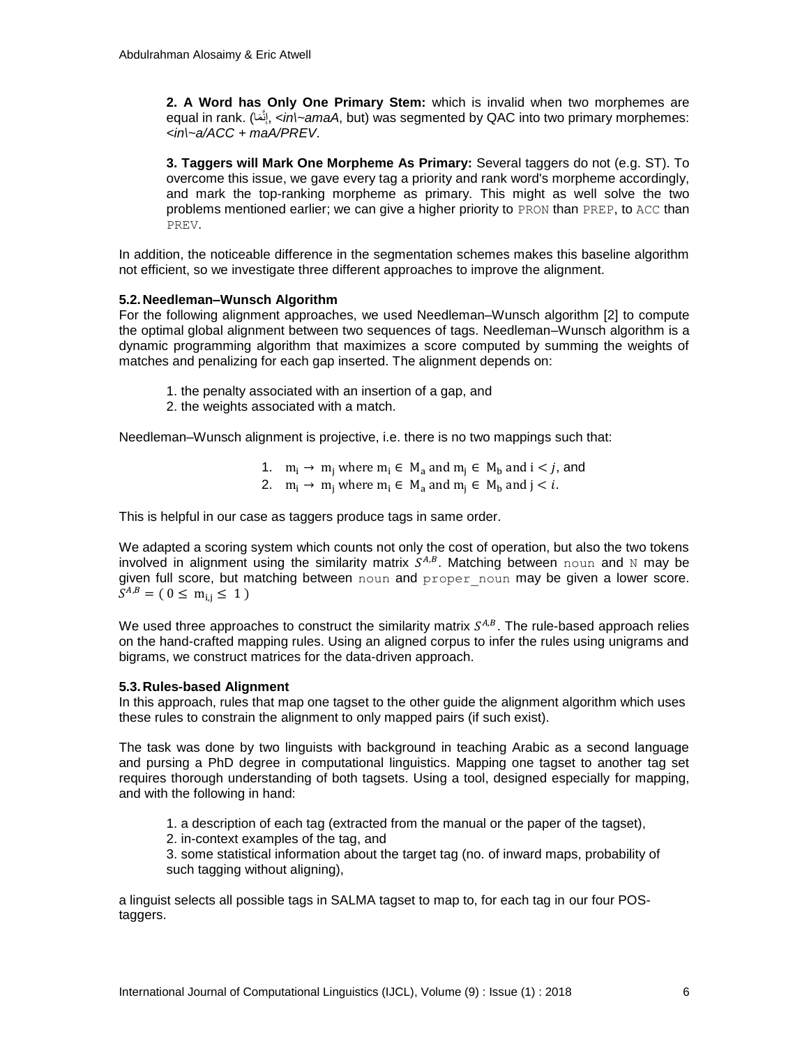**2. A Word has Only One Primary Stem:** which is invalid when two morphemes are equal in rank. (إِنَّمَا, *<in\~amaA*, but) was segmented by QAC into two primary morphemes: *<in\~a/ACC + maA/PREV*.

**3. Taggers will Mark One Morpheme As Primary:** Several taggers do not (e.g. ST). To overcome this issue, we gave every tag a priority and rank word's morpheme accordingly, and mark the top-ranking morpheme as primary. This might as well solve the two problems mentioned earlier; we can give a higher priority to `PRON` than `PREP`, to `ACC` than `PREV`.

In addition, the noticeable difference in the segmentation schemes makes this baseline algorithm not efficient, so we investigate three different approaches to improve the alignment.

### 5.2. Needleman–Wunsch Algorithm

For the following alignment approaches, we used Needleman–Wunsch algorithm [2] to compute the optimal global alignment between two sequences of tags. Needleman–Wunsch algorithm is a dynamic programming algorithm that maximizes a score computed by summing the weights of matches and penalizing for each gap inserted. The alignment depends on:

1. the penalty associated with an insertion of a gap, and
2. the weights associated with a match.

Needleman–Wunsch alignment is projective, i.e. there is no two mappings such that:

1. $m_i \rightarrow m_j$ where $m_i \in M_a$ and $m_j \in M_b$ and $i < j$, and
2. $m_i \rightarrow m_j$ where $m_i \in M_a$ and $m_j \in M_b$ and $j < i$.

This is helpful in our case as taggers produce tags in same order.

We adapted a scoring system which counts not only the cost of operation, but also the two tokens involved in alignment using the similarity matrix $S^{A,B}$. Matching between `noun` and `N` may be given full score, but matching between `noun` and `proper_noun` may be given a lower score. $S^{A,B} = (0 \leq m_{i,j} \leq 1)$

We used three approaches to construct the similarity matrix $S^{A,B}$. The rule-based approach relies on the hand-crafted mapping rules. Using an aligned corpus to infer the rules using unigrams and bigrams, we construct matrices for the data-driven approach.

### 5.3. Rules-based Alignment

In this approach, rules that map one tagset to the other guide the alignment algorithm which uses these rules to constrain the alignment to only mapped pairs (if such exist).

The task was done by two linguists with background in teaching Arabic as a second language and pursing a PhD degree in computational linguistics. Mapping one tagset to another tag set requires thorough understanding of both tagsets. Using a tool, designed especially for mapping, and with the following in hand:

1. a description of each tag (extracted from the manual or the paper of the tagset),
2. in-context examples of the tag, and
3. some statistical information about the target tag (no. of inward maps, probability of such tagging without aligning),

a linguist selects all possible tags in SALMA tagset to map to, for each tag in our four POS-taggers.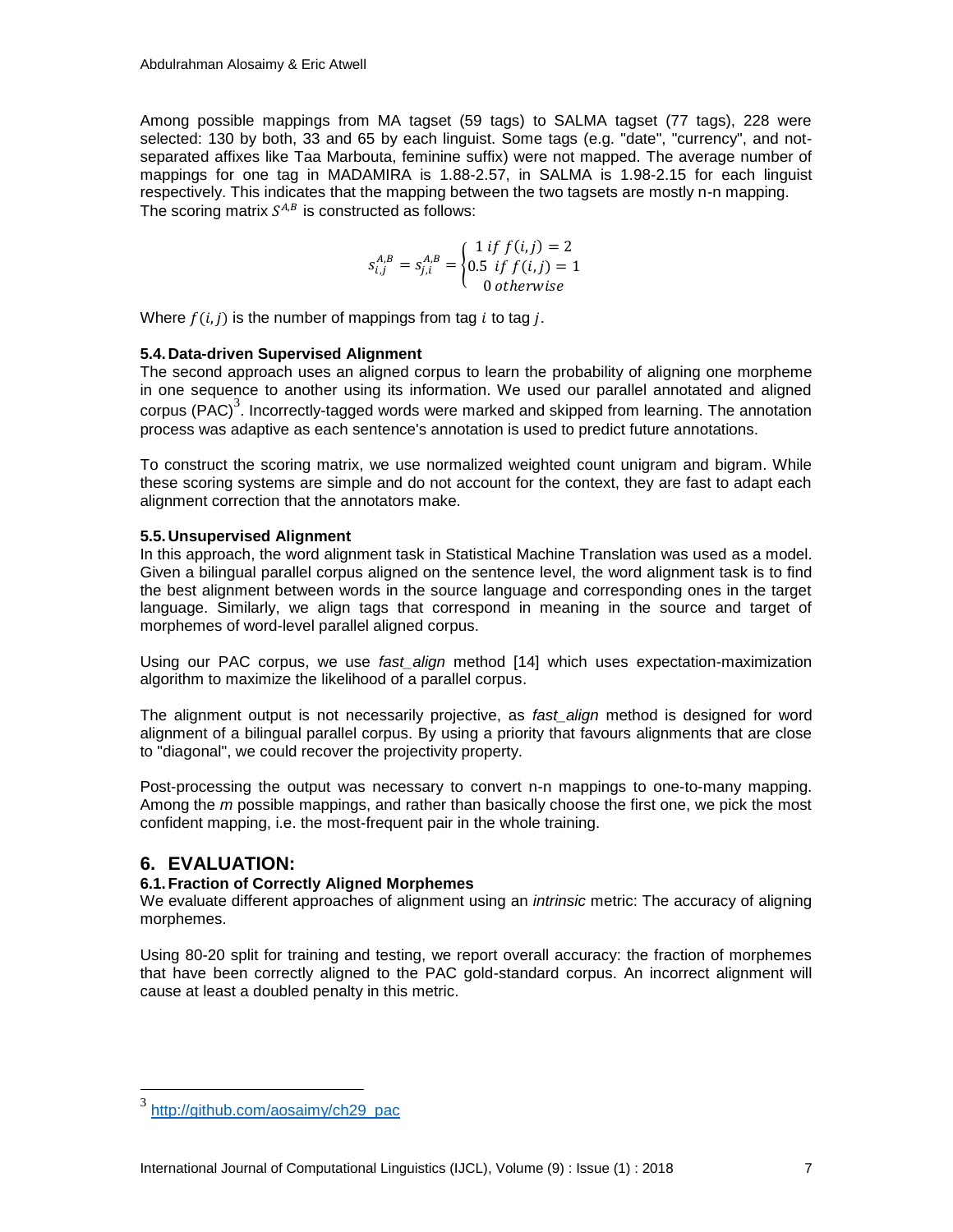Among possible mappings from MA tagset (59 tags) to SALMA tagset (77 tags), 228 were selected: 130 by both, 33 and 65 by each linguist. Some tags (e.g. "date", "currency", and not-separated affixes like Taa Marbouta, feminine suffix) were not mapped. The average number of mappings for one tag in MADAMIRA is 1.88-2.57, in SALMA is 1.98-2.15 for each linguist respectively. This indicates that the mapping between the two tagsets are mostly n-n mapping. The scoring matrix $S^{A,B}$ is constructed as follows:

$$s_{i,j}^{A,B} = s_{j,i}^{A,B} = \begin{cases} 1 \; if \; f(i,j) = 2 \\ 0.5 \; if \; f(i,j) = 1 \\ 0 \; otherwise \end{cases}$$

Where $f(i,j)$ is the number of mappings from tag $i$ to tag $j$.

### 5.4. Data-driven Supervised Alignment

The second approach uses an aligned corpus to learn the probability of aligning one morpheme in one sequence to another using its information. We used our parallel annotated and aligned corpus (PAC)[3]. Incorrectly-tagged words were marked and skipped from learning. The annotation process was adaptive as each sentence's annotation is used to predict future annotations.

To construct the scoring matrix, we use normalized weighted count unigram and bigram. While these scoring systems are simple and do not account for the context, they are fast to adapt each alignment correction that the annotators make.

### 5.5. Unsupervised Alignment

In this approach, the word alignment task in Statistical Machine Translation was used as a model. Given a bilingual parallel corpus aligned on the sentence level, the word alignment task is to find the best alignment between words in the source language and corresponding ones in the target language. Similarly, we align tags that correspond in meaning in the source and target of morphemes of word-level parallel aligned corpus.

Using our PAC corpus, we use *fast_align* method [14] which uses expectation-maximization algorithm to maximize the likelihood of a parallel corpus.

The alignment output is not necessarily projective, as *fast_align* method is designed for word alignment of a bilingual parallel corpus. By using a priority that favours alignments that are close to "diagonal", we could recover the projectivity property.

Post-processing the output was necessary to convert n-n mappings to one-to-many mapping. Among the *m* possible mappings, and rather than basically choose the first one, we pick the most confident mapping, i.e. the most-frequent pair in the whole training.

## 6. EVALUATION:

### 6.1. Fraction of Correctly Aligned Morphemes

We evaluate different approaches of alignment using an *intrinsic* metric: The accuracy of aligning morphemes.

Using 80-20 split for training and testing, we report overall accuracy: the fraction of morphemes that have been correctly aligned to the PAC gold-standard corpus. An incorrect alignment will cause at least a doubled penalty in this metric.

---

[3] http://github.com/aosaimy/ch29_pac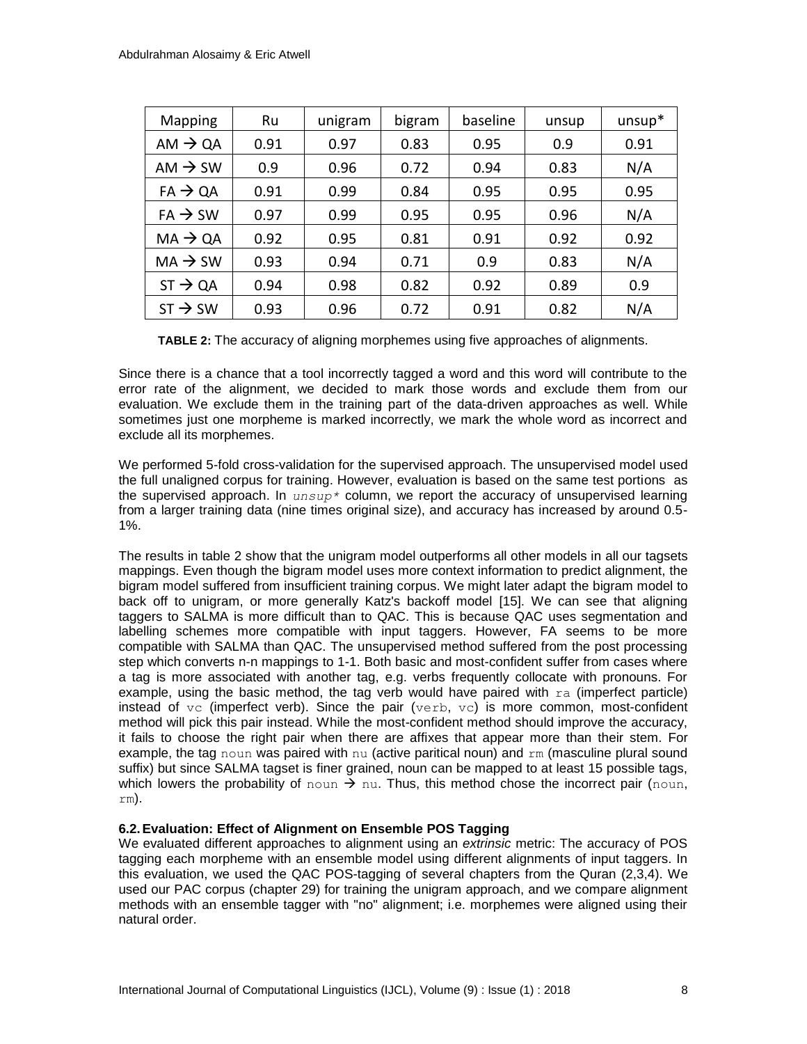| Mapping | Ru | unigram | bigram | baseline | unsup | unsup* |
|---|---|---|---|---|---|---|
| AM → QA | 0.91 | 0.97 | 0.83 | 0.95 | 0.9 | 0.91 |
| AM → SW | 0.9 | 0.96 | 0.72 | 0.94 | 0.83 | N/A |
| FA → QA | 0.91 | 0.99 | 0.84 | 0.95 | 0.95 | 0.95 |
| FA → SW | 0.97 | 0.99 | 0.95 | 0.95 | 0.96 | N/A |
| MA → QA | 0.92 | 0.95 | 0.81 | 0.91 | 0.92 | 0.92 |
| MA → SW | 0.93 | 0.94 | 0.71 | 0.9 | 0.83 | N/A |
| ST → QA | 0.94 | 0.98 | 0.82 | 0.92 | 0.89 | 0.9 |
| ST → SW | 0.93 | 0.96 | 0.72 | 0.91 | 0.82 | N/A |

**TABLE 2:** The accuracy of aligning morphemes using five approaches of alignments.

Since there is a chance that a tool incorrectly tagged a word and this word will contribute to the error rate of the alignment, we decided to mark those words and exclude them from our evaluation. We exclude them in the training part of the data-driven approaches as well. While sometimes just one morpheme is marked incorrectly, we mark the whole word as incorrect and exclude all its morphemes.

We performed 5-fold cross-validation for the supervised approach. The unsupervised model used the full unaligned corpus for training. However, evaluation is based on the same test portions as the supervised approach. In *unsup** column, we report the accuracy of unsupervised learning from a larger training data (nine times original size), and accuracy has increased by around 0.5-1%.

The results in table 2 show that the unigram model outperforms all other models in all our tagsets mappings. Even though the bigram model uses more context information to predict alignment, the bigram model suffered from insufficient training corpus. We might later adapt the bigram model to back off to unigram, or more generally Katz's backoff model [15]. We can see that aligning taggers to SALMA is more difficult than to QAC. This is because QAC uses segmentation and labelling schemes more compatible with input taggers. However, FA seems to be more compatible with SALMA than QAC. The unsupervised method suffered from the post processing step which converts n-n mappings to 1-1. Both basic and most-confident suffer from cases where a tag is more associated with another tag, e.g. verbs frequently collocate with pronouns. For example, using the basic method, the tag verb would have paired with `ra` (imperfect particle) instead of `vc` (imperfect verb). Since the pair (`verb`, `vc`) is more common, most-confident method will pick this pair instead. While the most-confident method should improve the accuracy, it fails to choose the right pair when there are affixes that appear more than their stem. For example, the tag `noun` was paired with `nu` (active paritical noun) and `rm` (masculine plural sound suffix) but since SALMA tagset is finer grained, noun can be mapped to at least 15 possible tags, which lowers the probability of `noun` → `nu`. Thus, this method chose the incorrect pair (`noun`, `rm`).

### 6.2. Evaluation: Effect of Alignment on Ensemble POS Tagging

We evaluated different approaches to alignment using an *extrinsic* metric: The accuracy of POS tagging each morpheme with an ensemble model using different alignments of input taggers. In this evaluation, we used the QAC POS-tagging of several chapters from the Quran (2,3,4). We used our PAC corpus (chapter 29) for training the unigram approach, and we compare alignment methods with an ensemble tagger with "no" alignment; i.e. morphemes were aligned using their natural order.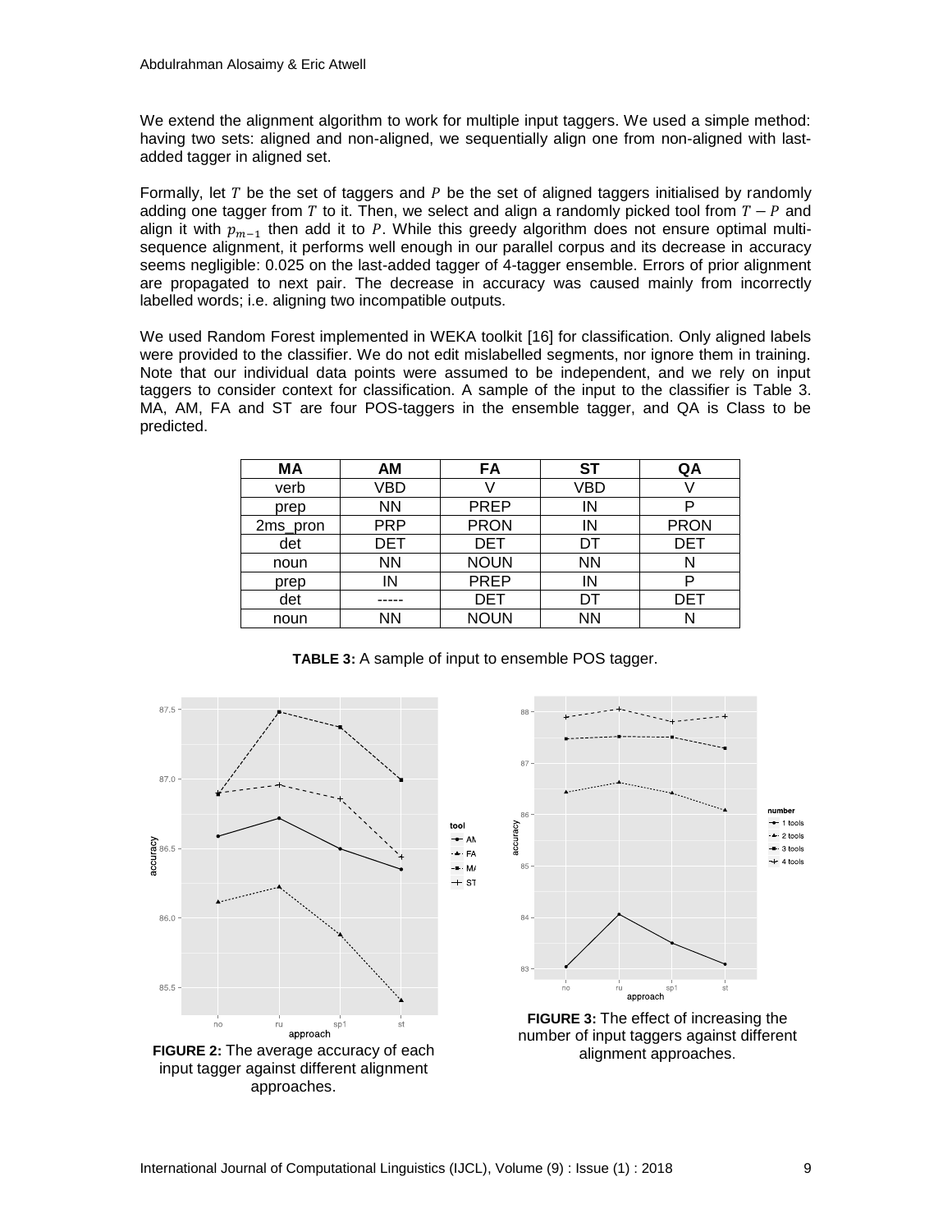We extend the alignment algorithm to work for multiple input taggers. We used a simple method: having two sets: aligned and non-aligned, we sequentially align one from non-aligned with last-added tagger in aligned set.

Formally, let $T$ be the set of taggers and $P$ be the set of aligned taggers initialised by randomly adding one tagger from $T$ to it. Then, we select and align a randomly picked tool from $T - P$ and align it with $p_{m-1}$ then add it to $P$. While this greedy algorithm does not ensure optimal multi-sequence alignment, it performs well enough in our parallel corpus and its decrease in accuracy seems negligible: 0.025 on the last-added tagger of 4-tagger ensemble. Errors of prior alignment are propagated to next pair. The decrease in accuracy was caused mainly from incorrectly labelled words; i.e. aligning two incompatible outputs.

We used Random Forest implemented in WEKA toolkit [16] for classification. Only aligned labels were provided to the classifier. We do not edit mislabelled segments, nor ignore them in training. Note that our individual data points were assumed to be independent, and we rely on input taggers to consider context for classification. A sample of the input to the classifier is Table 3. MA, AM, FA and ST are four POS-taggers in the ensemble tagger, and QA is Class to be predicted.

| MA | AM | FA | ST | QA |
|---|---|---|---|---|
| verb | VBD | V | VBD | V |
| prep | NN | PREP | IN | P |
| 2ms_pron | PRP | PRON | IN | PRON |
| det | DET | DET | DT | DET |
| noun | NN | NOUN | NN | N |
| prep | IN | PREP | IN | P |
| det | ----- | DET | DT | DET |
| noun | NN | NOUN | NN | N |

**TABLE 3:** A sample of input to ensemble POS tagger.

**FIGURE 2:** The average accuracy of each input tagger against different alignment approaches.

**FIGURE 3:** The effect of increasing the number of input taggers against different alignment approaches.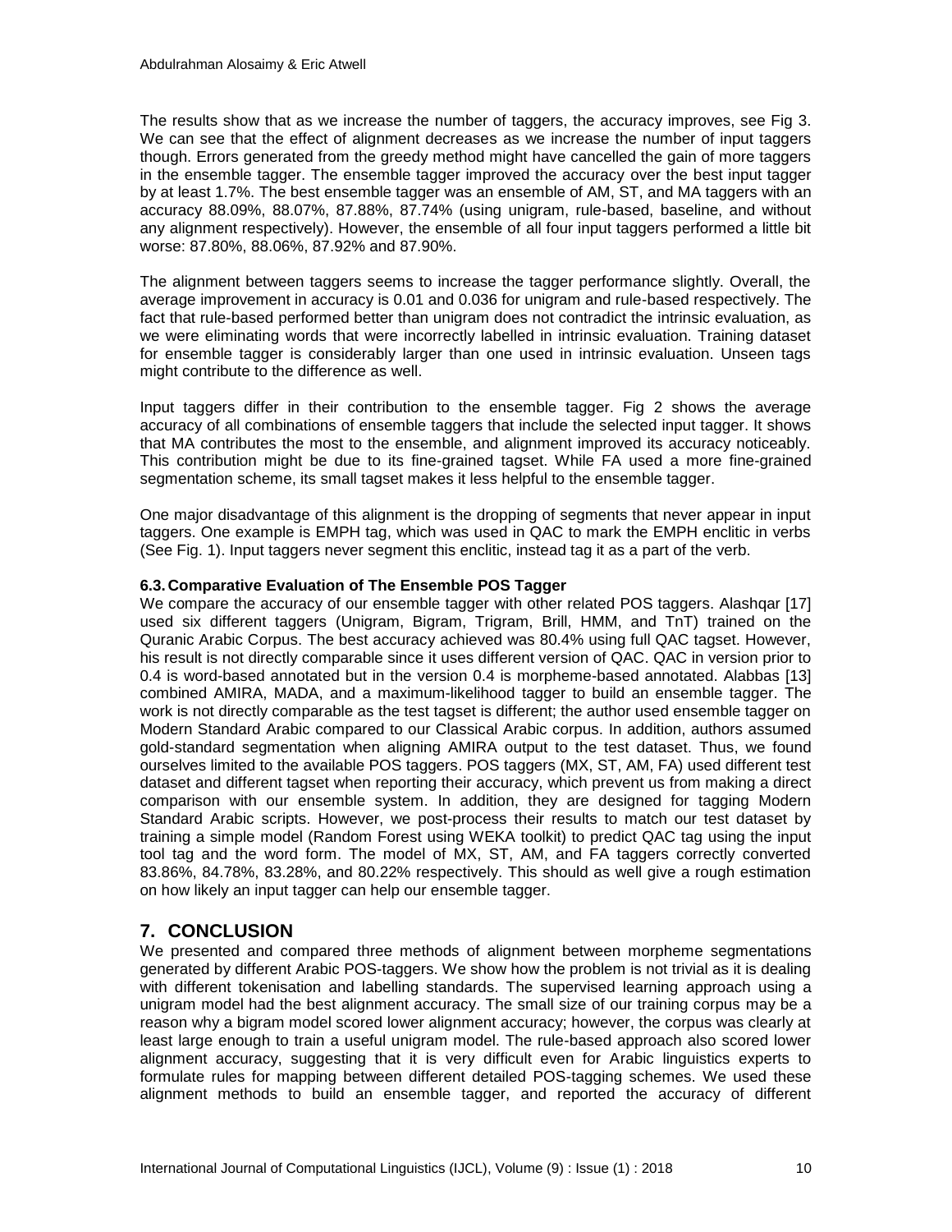The results show that as we increase the number of taggers, the accuracy improves, see Fig 3. We can see that the effect of alignment decreases as we increase the number of input taggers though. Errors generated from the greedy method might have cancelled the gain of more taggers in the ensemble tagger. The ensemble tagger improved the accuracy over the best input tagger by at least 1.7%. The best ensemble tagger was an ensemble of AM, ST, and MA taggers with an accuracy 88.09%, 88.07%, 87.88%, 87.74% (using unigram, rule-based, baseline, and without any alignment respectively). However, the ensemble of all four input taggers performed a little bit worse: 87.80%, 88.06%, 87.92% and 87.90%.

The alignment between taggers seems to increase the tagger performance slightly. Overall, the average improvement in accuracy is 0.01 and 0.036 for unigram and rule-based respectively. The fact that rule-based performed better than unigram does not contradict the intrinsic evaluation, as we were eliminating words that were incorrectly labelled in intrinsic evaluation. Training dataset for ensemble tagger is considerably larger than one used in intrinsic evaluation. Unseen tags might contribute to the difference as well.

Input taggers differ in their contribution to the ensemble tagger. Fig 2 shows the average accuracy of all combinations of ensemble taggers that include the selected input tagger. It shows that MA contributes the most to the ensemble, and alignment improved its accuracy noticeably. This contribution might be due to its fine-grained tagset. While FA used a more fine-grained segmentation scheme, its small tagset makes it less helpful to the ensemble tagger.

One major disadvantage of this alignment is the dropping of segments that never appear in input taggers. One example is EMPH tag, which was used in QAC to mark the EMPH enclitic in verbs (See Fig. 1). Input taggers never segment this enclitic, instead tag it as a part of the verb.

### 6.3. Comparative Evaluation of The Ensemble POS Tagger

We compare the accuracy of our ensemble tagger with other related POS taggers. Alashqar [17] used six different taggers (Unigram, Bigram, Trigram, Brill, HMM, and TnT) trained on the Quranic Arabic Corpus. The best accuracy achieved was 80.4% using full QAC tagset. However, his result is not directly comparable since it uses different version of QAC. QAC in version prior to 0.4 is word-based annotated but in the version 0.4 is morpheme-based annotated. Alabbas [13] combined AMIRA, MADA, and a maximum-likelihood tagger to build an ensemble tagger. The work is not directly comparable as the test tagset is different; the author used ensemble tagger on Modern Standard Arabic compared to our Classical Arabic corpus. In addition, authors assumed gold-standard segmentation when aligning AMIRA output to the test dataset. Thus, we found ourselves limited to the available POS taggers. POS taggers (MX, ST, AM, FA) used different test dataset and different tagset when reporting their accuracy, which prevent us from making a direct comparison with our ensemble system. In addition, they are designed for tagging Modern Standard Arabic scripts. However, we post-process their results to match our test dataset by training a simple model (Random Forest using WEKA toolkit) to predict QAC tag using the input tool tag and the word form. The model of MX, ST, AM, and FA taggers correctly converted 83.86%, 84.78%, 83.28%, and 80.22% respectively. This should as well give a rough estimation on how likely an input tagger can help our ensemble tagger.

## 7. CONCLUSION

We presented and compared three methods of alignment between morpheme segmentations generated by different Arabic POS-taggers. We show how the problem is not trivial as it is dealing with different tokenisation and labelling standards. The supervised learning approach using a unigram model had the best alignment accuracy. The small size of our training corpus may be a reason why a bigram model scored lower alignment accuracy; however, the corpus was clearly at least large enough to train a useful unigram model. The rule-based approach also scored lower alignment accuracy, suggesting that it is very difficult even for Arabic linguistics experts to formulate rules for mapping between different detailed POS-tagging schemes. We used these alignment methods to build an ensemble tagger, and reported the accuracy of different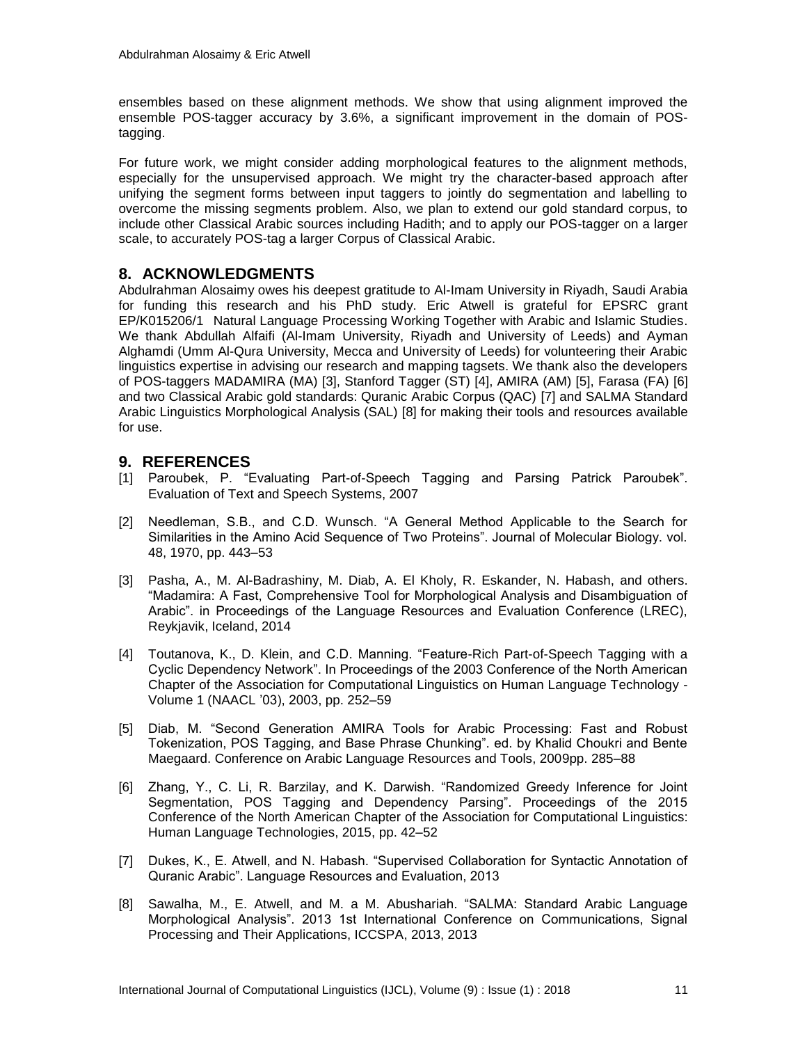ensembles based on these alignment methods. We show that using alignment improved the ensemble POS-tagger accuracy by 3.6%, a significant improvement in the domain of POS-tagging.

For future work, we might consider adding morphological features to the alignment methods, especially for the unsupervised approach. We might try the character-based approach after unifying the segment forms between input taggers to jointly do segmentation and labelling to overcome the missing segments problem. Also, we plan to extend our gold standard corpus, to include other Classical Arabic sources including Hadith; and to apply our POS-tagger on a larger scale, to accurately POS-tag a larger Corpus of Classical Arabic.

## 8. ACKNOWLEDGMENTS

Abdulrahman Alosaimy owes his deepest gratitude to Al-Imam University in Riyadh, Saudi Arabia for funding this research and his PhD study. Eric Atwell is grateful for EPSRC grant EP/K015206/1 Natural Language Processing Working Together with Arabic and Islamic Studies. We thank Abdullah Alfaifi (Al-Imam University, Riyadh and University of Leeds) and Ayman Alghamdi (Umm Al-Qura University, Mecca and University of Leeds) for volunteering their Arabic linguistics expertise in advising our research and mapping tagsets. We thank also the developers of POS-taggers MADAMIRA (MA) [3], Stanford Tagger (ST) [4], AMIRA (AM) [5], Farasa (FA) [6] and two Classical Arabic gold standards: Quranic Arabic Corpus (QAC) [7] and SALMA Standard Arabic Linguistics Morphological Analysis (SAL) [8] for making their tools and resources available for use.

## 9. REFERENCES

[1] Paroubek, P. "Evaluating Part-of-Speech Tagging and Parsing Patrick Paroubek". Evaluation of Text and Speech Systems, 2007

[2] Needleman, S.B., and C.D. Wunsch. "A General Method Applicable to the Search for Similarities in the Amino Acid Sequence of Two Proteins". Journal of Molecular Biology. vol. 48, 1970, pp. 443–53

[3] Pasha, A., M. Al-Badrashiny, M. Diab, A. El Kholy, R. Eskander, N. Habash, and others. "Madamira: A Fast, Comprehensive Tool for Morphological Analysis and Disambiguation of Arabic". in Proceedings of the Language Resources and Evaluation Conference (LREC), Reykjavik, Iceland, 2014

[4] Toutanova, K., D. Klein, and C.D. Manning. "Feature-Rich Part-of-Speech Tagging with a Cyclic Dependency Network". In Proceedings of the 2003 Conference of the North American Chapter of the Association for Computational Linguistics on Human Language Technology - Volume 1 (NAACL '03), 2003, pp. 252–59

[5] Diab, M. "Second Generation AMIRA Tools for Arabic Processing: Fast and Robust Tokenization, POS Tagging, and Base Phrase Chunking". ed. by Khalid Choukri and Bente Maegaard. Conference on Arabic Language Resources and Tools, 2009pp. 285–88

[6] Zhang, Y., C. Li, R. Barzilay, and K. Darwish. "Randomized Greedy Inference for Joint Segmentation, POS Tagging and Dependency Parsing". Proceedings of the 2015 Conference of the North American Chapter of the Association for Computational Linguistics: Human Language Technologies, 2015, pp. 42–52

[7] Dukes, K., E. Atwell, and N. Habash. "Supervised Collaboration for Syntactic Annotation of Quranic Arabic". Language Resources and Evaluation, 2013

[8] Sawalha, M., E. Atwell, and M. a M. Abushariah. "SALMA: Standard Arabic Language Morphological Analysis". 2013 1st International Conference on Communications, Signal Processing and Their Applications, ICCSPA, 2013, 2013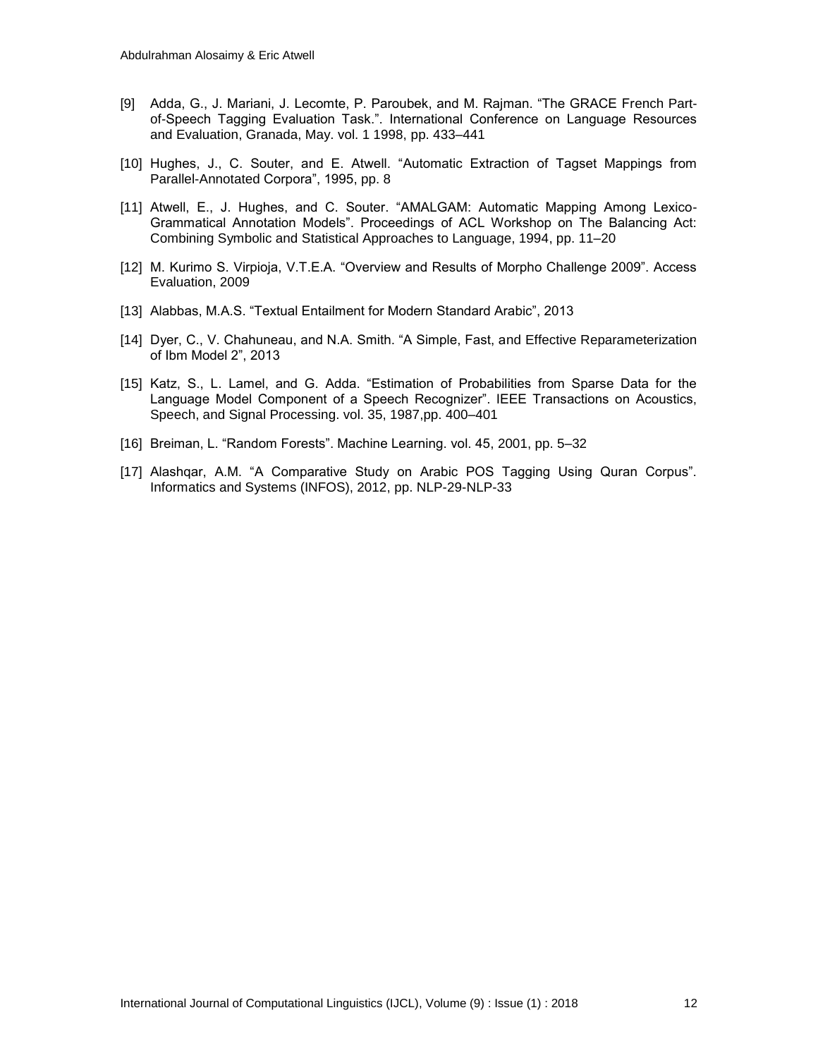[9] Adda, G., J. Mariani, J. Lecomte, P. Paroubek, and M. Rajman. "The GRACE French Part-of-Speech Tagging Evaluation Task.". International Conference on Language Resources and Evaluation, Granada, May. vol. 1 1998, pp. 433–441

[10] Hughes, J., C. Souter, and E. Atwell. "Automatic Extraction of Tagset Mappings from Parallel-Annotated Corpora", 1995, pp. 8

[11] Atwell, E., J. Hughes, and C. Souter. "AMALGAM: Automatic Mapping Among Lexico-Grammatical Annotation Models". Proceedings of ACL Workshop on The Balancing Act: Combining Symbolic and Statistical Approaches to Language, 1994, pp. 11–20

[12] M. Kurimo S. Virpioja, V.T.E.A. "Overview and Results of Morpho Challenge 2009". Access Evaluation, 2009

[13] Alabbas, M.A.S. "Textual Entailment for Modern Standard Arabic", 2013

[14] Dyer, C., V. Chahuneau, and N.A. Smith. "A Simple, Fast, and Effective Reparameterization of Ibm Model 2", 2013

[15] Katz, S., L. Lamel, and G. Adda. "Estimation of Probabilities from Sparse Data for the Language Model Component of a Speech Recognizer". IEEE Transactions on Acoustics, Speech, and Signal Processing. vol. 35, 1987,pp. 400–401

[16] Breiman, L. "Random Forests". Machine Learning. vol. 45, 2001, pp. 5–32

[17] Alashqar, A.M. "A Comparative Study on Arabic POS Tagging Using Quran Corpus". Informatics and Systems (INFOS), 2012, pp. NLP-29-NLP-33